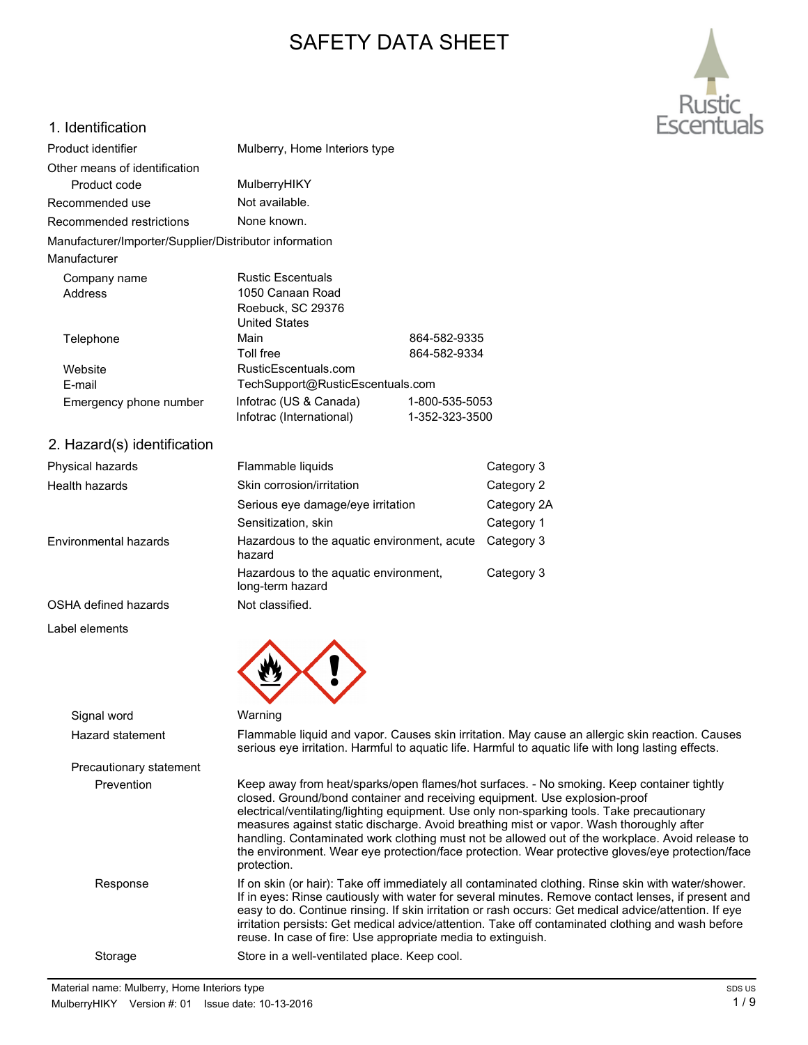# SAFETY DATA SHEET

## 1. Identification

| | | |
|---|---|---|
| Product identifier | Mulberry, Home Interiors type | |
| Other means of identification | | |
| Product code | MulberryHIKY | |
| Recommended use | Not available. | |
| Recommended restrictions | None known. | |

Manufacturer/Importer/Supplier/Distributor information

Manufacturer

| | | |
|---|---|---|
| Company name | Rustic Escentuals | |
| Address | 1050 Canaan Road<br>Roebuck, SC 29376<br>United States | |
| Telephone | Main | 864-582-9335 |
| | Toll free | 864-582-9334 |
| Website | RusticEscentuals.com | |
| E-mail | TechSupport@RusticEscentuals.com | |
| Emergency phone number | Infotrac (US & Canada) | 1-800-535-5053 |
| | Infotrac (International) | 1-352-323-3500 |

## 2. Hazard(s) identification

| | | |
|---|---|---|
| Physical hazards | Flammable liquids | Category 3 |
| Health hazards | Skin corrosion/irritation | Category 2 |
| | Serious eye damage/eye irritation | Category 2A |
| | Sensitization, skin | Category 1 |
| Environmental hazards | Hazardous to the aquatic environment, acute hazard | Category 3 |
| | Hazardous to the aquatic environment, long-term hazard | Category 3 |
| OSHA defined hazards | Not classified. | |

Label elements

**Signal word** Warning

**Hazard statement** Flammable liquid and vapor. Causes skin irritation. May cause an allergic skin reaction. Causes serious eye irritation. Harmful to aquatic life. Harmful to aquatic life with long lasting effects.

**Precautionary statement**

**Prevention** Keep away from heat/sparks/open flames/hot surfaces. - No smoking. Keep container tightly closed. Ground/bond container and receiving equipment. Use explosion-proof electrical/ventilating/lighting equipment. Use only non-sparking tools. Take precautionary measures against static discharge. Avoid breathing mist or vapor. Wash thoroughly after handling. Contaminated work clothing must not be allowed out of the workplace. Avoid release to the environment. Wear eye protection/face protection. Wear protective gloves/eye protection/face protection.

**Response** If on skin (or hair): Take off immediately all contaminated clothing. Rinse skin with water/shower. If in eyes: Rinse cautiously with water for several minutes. Remove contact lenses, if present and easy to do. Continue rinsing. If skin irritation or rash occurs: Get medical advice/attention. If eye irritation persists: Get medical advice/attention. Take off contaminated clothing and wash before reuse. In case of fire: Use appropriate media to extinguish.

**Storage** Store in a well-ventilated place. Keep cool.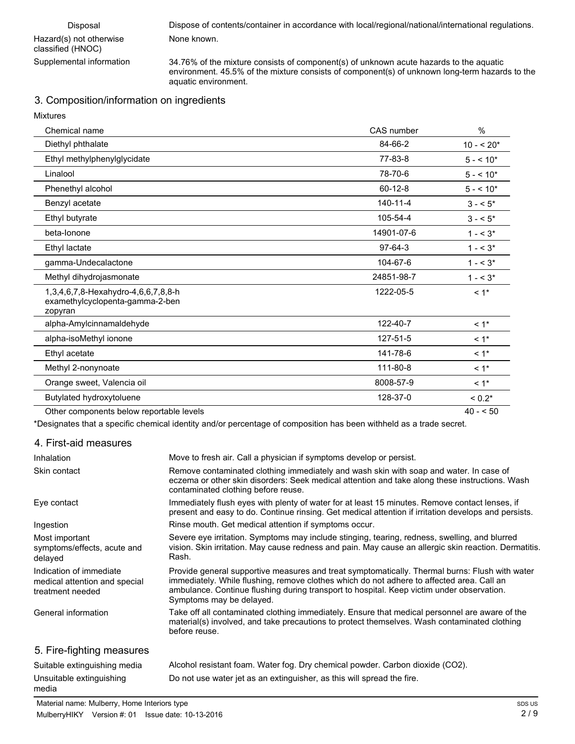| | |
|---|---|
| Disposal | Dispose of contents/container in accordance with local/regional/national/international regulations. |
| Hazard(s) not otherwise classified (HNOC) | None known. |
| Supplemental information | 34.76% of the mixture consists of component(s) of unknown acute hazards to the aquatic environment. 45.5% of the mixture consists of component(s) of unknown long-term hazards to the aquatic environment. |

## 3. Composition/information on ingredients

Mixtures

| Chemical name | CAS number | % |
|---|---|---|
| Diethyl phthalate | 84-66-2 | 10 - < 20* |
| Ethyl methylphenylglycidate | 77-83-8 | 5 - < 10* |
| Linalool | 78-70-6 | 5 - < 10* |
| Phenethyl alcohol | 60-12-8 | 5 - < 10* |
| Benzyl acetate | 140-11-4 | 3 - < 5* |
| Ethyl butyrate | 105-54-4 | 3 - < 5* |
| beta-Ionone | 14901-07-6 | 1 - < 3* |
| Ethyl lactate | 97-64-3 | 1 - < 3* |
| gamma-Undecalactone | 104-67-6 | 1 - < 3* |
| Methyl dihydrojasmonate | 24851-98-7 | 1 - < 3* |
| 1,3,4,6,7,8-Hexahydro-4,6,6,7,8,8-hexamethylcyclopenta-gamma-2-benzopyran | 1222-05-5 | < 1* |
| alpha-Amylcinnamaldehyde | 122-40-7 | < 1* |
| alpha-isoMethyl ionone | 127-51-5 | < 1* |
| Ethyl acetate | 141-78-6 | < 1* |
| Methyl 2-nonynoate | 111-80-8 | < 1* |
| Orange sweet, Valencia oil | 8008-57-9 | < 1* |
| Butylated hydroxytoluene | 128-37-0 | < 0.2* |
| Other components below reportable levels | | 40 - < 50 |

*Designates that a specific chemical identity and/or percentage of composition has been withheld as a trade secret.

## 4. First-aid measures

| | |
|---|---|
| Inhalation | Move to fresh air. Call a physician if symptoms develop or persist. |
| Skin contact | Remove contaminated clothing immediately and wash skin with soap and water. In case of eczema or other skin disorders: Seek medical attention and take along these instructions. Wash contaminated clothing before reuse. |
| Eye contact | Immediately flush eyes with plenty of water for at least 15 minutes. Remove contact lenses, if present and easy to do. Continue rinsing. Get medical attention if irritation develops and persists. |
| Ingestion | Rinse mouth. Get medical attention if symptoms occur. |
| Most important symptoms/effects, acute and delayed | Severe eye irritation. Symptoms may include stinging, tearing, redness, swelling, and blurred vision. Skin irritation. May cause redness and pain. May cause an allergic skin reaction. Dermatitis. Rash. |
| Indication of immediate medical attention and special treatment needed | Provide general supportive measures and treat symptomatically. Thermal burns: Flush with water immediately. While flushing, remove clothes which do not adhere to affected area. Call an ambulance. Continue flushing during transport to hospital. Keep victim under observation. Symptoms may be delayed. |
| General information | Take off all contaminated clothing immediately. Ensure that medical personnel are aware of the material(s) involved, and take precautions to protect themselves. Wash contaminated clothing before reuse. |

## 5. Fire-fighting measures

| | |
|---|---|
| Suitable extinguishing media | Alcohol resistant foam. Water fog. Dry chemical powder. Carbon dioxide ($CO_2$). |
| Unsuitable extinguishing media | Do not use water jet as an extinguisher, as this will spread the fire. |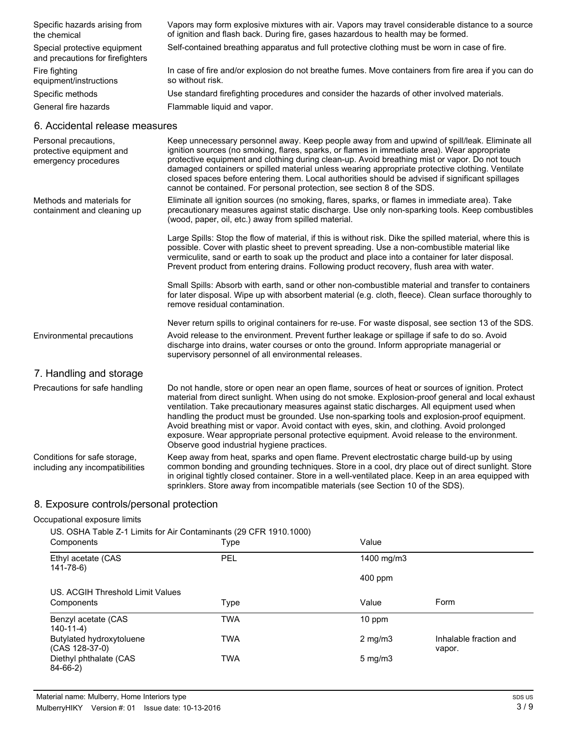| | |
|---|---|
| Specific hazards arising from the chemical | Vapors may form explosive mixtures with air. Vapors may travel considerable distance to a source of ignition and flash back. During fire, gases hazardous to health may be formed. |
| Special protective equipment and precautions for firefighters | Self-contained breathing apparatus and full protective clothing must be worn in case of fire. |
| Fire fighting equipment/instructions | In case of fire and/or explosion do not breathe fumes. Move containers from fire area if you can do so without risk. |
| Specific methods | Use standard firefighting procedures and consider the hazards of other involved materials. |
| General fire hazards | Flammable liquid and vapor. |

## 6. Accidental release measures

**Personal precautions, protective equipment and emergency procedures**

Keep unnecessary personnel away. Keep people away from and upwind of spill/leak. Eliminate all ignition sources (no smoking, flares, sparks, or flames in immediate area). Wear appropriate protective equipment and clothing during clean-up. Avoid breathing mist or vapor. Do not touch damaged containers or spilled material unless wearing appropriate protective clothing. Ventilate closed spaces before entering them. Local authorities should be advised if significant spillages cannot be contained. For personal protection, see section 8 of the SDS.

**Methods and materials for containment and cleaning up**

Eliminate all ignition sources (no smoking, flares, sparks, or flames in immediate area). Take precautionary measures against static discharge. Use only non-sparking tools. Keep combustibles (wood, paper, oil, etc.) away from spilled material.

Large Spills: Stop the flow of material, if this is without risk. Dike the spilled material, where this is possible. Cover with plastic sheet to prevent spreading. Use a non-combustible material like vermiculite, sand or earth to soak up the product and place into a container for later disposal. Prevent product from entering drains. Following product recovery, flush area with water.

Small Spills: Absorb with earth, sand or other non-combustible material and transfer to containers for later disposal. Wipe up with absorbent material (e.g. cloth, fleece). Clean surface thoroughly to remove residual contamination.

Never return spills to original containers for re-use. For waste disposal, see section 13 of the SDS.

**Environmental precautions**

Avoid release to the environment. Prevent further leakage or spillage if safe to do so. Avoid discharge into drains, water courses or onto the ground. Inform appropriate managerial or supervisory personnel of all environmental releases.

## 7. Handling and storage

**Precautions for safe handling**

Do not handle, store or open near an open flame, sources of heat or sources of ignition. Protect material from direct sunlight. When using do not smoke. Explosion-proof general and local exhaust ventilation. Take precautionary measures against static discharges. All equipment used when handling the product must be grounded. Use non-sparking tools and explosion-proof equipment. Avoid breathing mist or vapor. Avoid contact with eyes, skin, and clothing. Avoid prolonged exposure. Wear appropriate personal protective equipment. Avoid release to the environment. Observe good industrial hygiene practices.

**Conditions for safe storage, including any incompatibilities**

Keep away from heat, sparks and open flame. Prevent electrostatic charge build-up by using common bonding and grounding techniques. Store in a cool, dry place out of direct sunlight. Store in original tightly closed container. Store in a well-ventilated place. Keep in an area equipped with sprinklers. Store away from incompatible materials (see Section 10 of the SDS).

## 8. Exposure controls/personal protection

Occupational exposure limits

US. OSHA Table Z-1 Limits for Air Contaminants (29 CFR 1910.1000)

| Components | Type | Value |
|---|---|---|
| Ethyl acetate (CAS 141-78-6) | PEL | 1400 mg/m3 |
| | | 400 ppm |

US. ACGIH Threshold Limit Values

| Components | Type | Value | Form |
|---|---|---|---|
| Benzyl acetate (CAS 140-11-4) | TWA | 10 ppm | |
| Butylated hydroxytoluene (CAS 128-37-0) | TWA | 2 mg/m3 | Inhalable fraction and vapor. |
| Diethyl phthalate (CAS 84-66-2) | TWA | 5 mg/m3 | |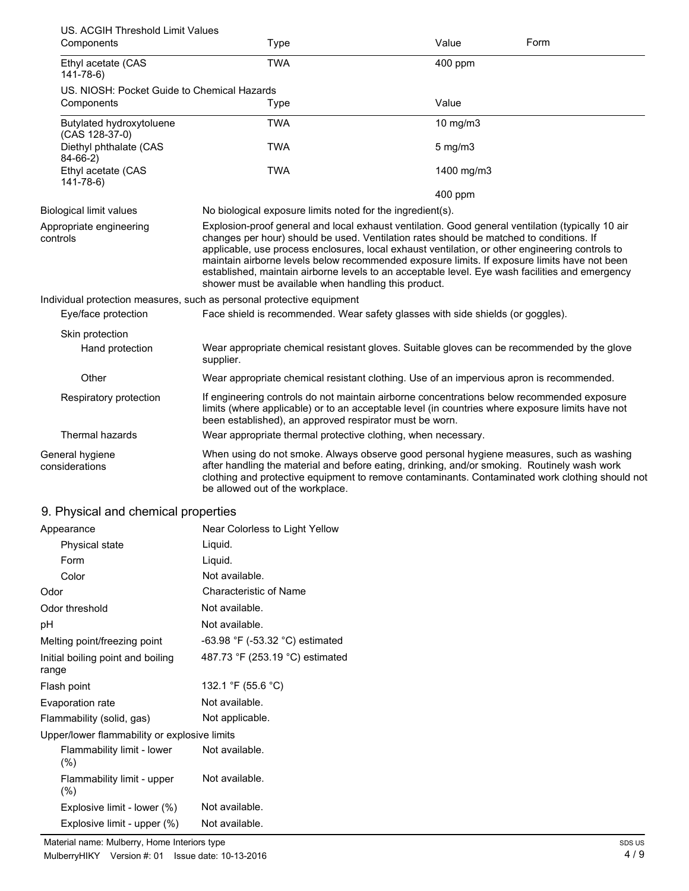US. ACGIH Threshold Limit Values

| Components | Type | Value | Form |
|---|---|---|---|
| Ethyl acetate (CAS 141-78-6) | TWA | 400 ppm | |

US. NIOSH: Pocket Guide to Chemical Hazards

| Components | Type | Value |
|---|---|---|
| Butylated hydroxytoluene (CAS 128-37-0) | TWA | 10 mg/m3 |
| Diethyl phthalate (CAS 84-66-2) | TWA | 5 mg/m3 |
| Ethyl acetate (CAS 141-78-6) | TWA | 1400 mg/m3 |
| | | 400 ppm |

**Biological limit values**
No biological exposure limits noted for the ingredient(s).

**Appropriate engineering controls**
Explosion-proof general and local exhaust ventilation. Good general ventilation (typically 10 air changes per hour) should be used. Ventilation rates should be matched to conditions. If applicable, use process enclosures, local exhaust ventilation, or other engineering controls to maintain airborne levels below recommended exposure limits. If exposure limits have not been established, maintain airborne levels to an acceptable level. Eye wash facilities and emergency shower must be available when handling this product.

**Individual protection measures, such as personal protective equipment**

**Eye/face protection**
Face shield is recommended. Wear safety glasses with side shields (or goggles).

**Skin protection**

**Hand protection**
Wear appropriate chemical resistant gloves. Suitable gloves can be recommended by the glove supplier.

**Other**
Wear appropriate chemical resistant clothing. Use of an impervious apron is recommended.

**Respiratory protection**
If engineering controls do not maintain airborne concentrations below recommended exposure limits (where applicable) or to an acceptable level (in countries where exposure limits have not been established), an approved respirator must be worn.

**Thermal hazards**
Wear appropriate thermal protective clothing, when necessary.

**General hygiene considerations**
When using do not smoke. Always observe good personal hygiene measures, such as washing after handling the material and before eating, drinking, and/or smoking. Routinely wash work clothing and protective equipment to remove contaminants. Contaminated work clothing should not be allowed out of the workplace.

## 9. Physical and chemical properties

| Property | Value |
|---|---|
| Appearance | Near Colorless to Light Yellow |
| Physical state | Liquid. |
| Form | Liquid. |
| Color | Not available. |
| Odor | Characteristic of Name |
| Odor threshold | Not available. |
| pH | Not available. |
| Melting point/freezing point | -63.98 °F (-53.32 °C) estimated |
| Initial boiling point and boiling range | 487.73 °F (253.19 °C) estimated |
| Flash point | 132.1 °F (55.6 °C) |
| Evaporation rate | Not available. |
| Flammability (solid, gas) | Not applicable. |
| Upper/lower flammability or explosive limits | |
| Flammability limit - lower (%) | Not available. |
| Flammability limit - upper (%) | Not available. |
| Explosive limit - lower (%) | Not available. |
| Explosive limit - upper (%) | Not available. |

Material name: Mulberry, Home Interiors type

MulberryHIKY Version #: 01 Issue date: 10-13-2016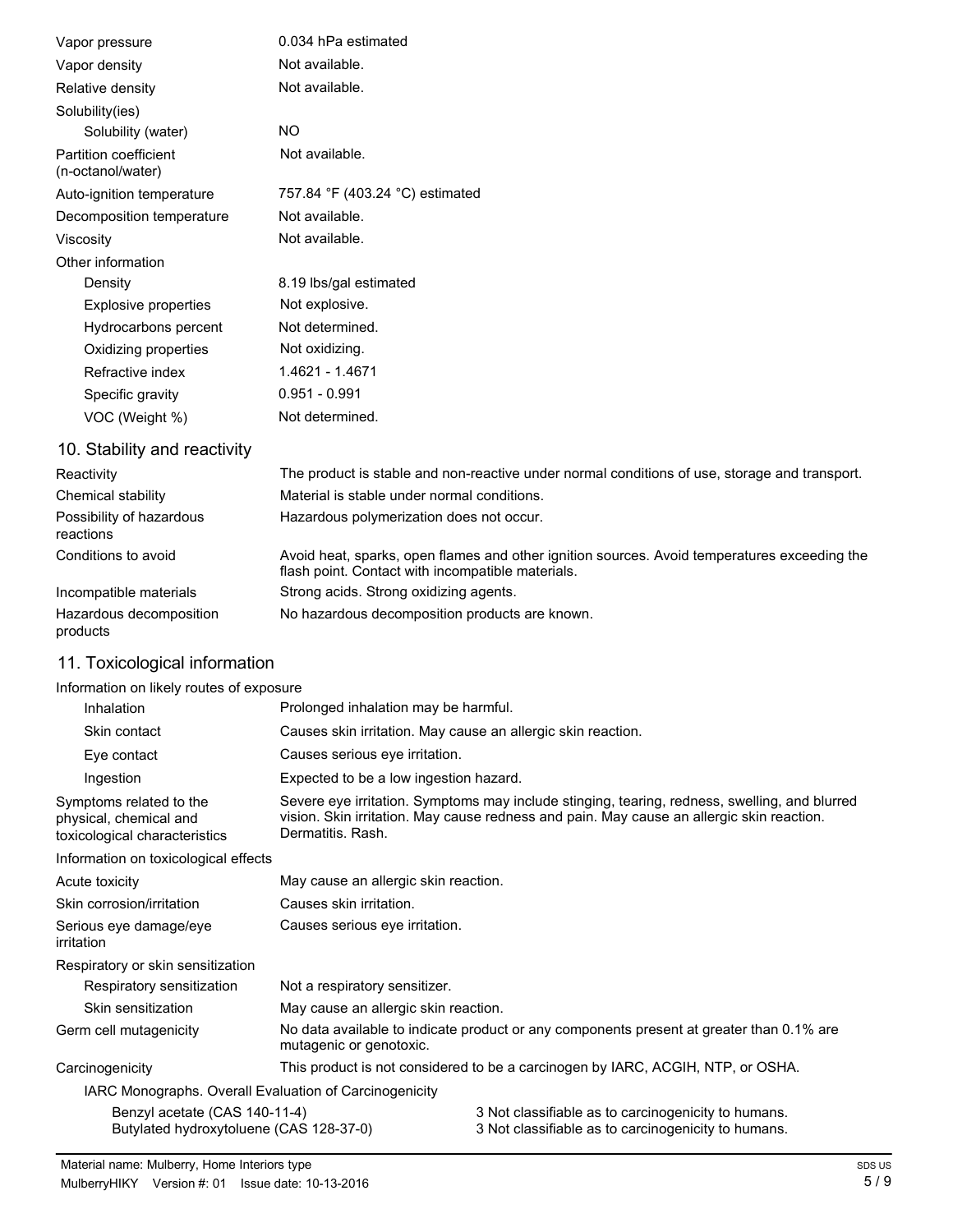| | |
|---|---|
| Vapor pressure | 0.034 hPa estimated |
| Vapor density | Not available. |
| Relative density | Not available. |
| Solubility(ies) | |
| Solubility (water) | NO |
| Partition coefficient (n-octanol/water) | Not available. |
| Auto-ignition temperature | 757.84 °F (403.24 °C) estimated |
| Decomposition temperature | Not available. |
| Viscosity | Not available. |
| Other information | |
| Density | 8.19 lbs/gal estimated |
| Explosive properties | Not explosive. |
| Hydrocarbons percent | Not determined. |
| Oxidizing properties | Not oxidizing. |
| Refractive index | 1.4621 - 1.4671 |
| Specific gravity | 0.951 - 0.991 |
| VOC (Weight %) | Not determined. |

## 10. Stability and reactivity

| | |
|---|---|
| Reactivity | The product is stable and non-reactive under normal conditions of use, storage and transport. |
| Chemical stability | Material is stable under normal conditions. |
| Possibility of hazardous reactions | Hazardous polymerization does not occur. |
| Conditions to avoid | Avoid heat, sparks, open flames and other ignition sources. Avoid temperatures exceeding the flash point. Contact with incompatible materials. |
| Incompatible materials | Strong acids. Strong oxidizing agents. |
| Hazardous decomposition products | No hazardous decomposition products are known. |

## 11. Toxicological information

| | |
|---|---|
| Information on likely routes of exposure | |
| Inhalation | Prolonged inhalation may be harmful. |
| Skin contact | Causes skin irritation. May cause an allergic skin reaction. |
| Eye contact | Causes serious eye irritation. |
| Ingestion | Expected to be a low ingestion hazard. |
| Symptoms related to the physical, chemical and toxicological characteristics | Severe eye irritation. Symptoms may include stinging, tearing, redness, swelling, and blurred vision. Skin irritation. May cause redness and pain. May cause an allergic skin reaction. Dermatitis. Rash. |
| Information on toxicological effects | |
| Acute toxicity | May cause an allergic skin reaction. |
| Skin corrosion/irritation | Causes skin irritation. |
| Serious eye damage/eye irritation | Causes serious eye irritation. |
| Respiratory or skin sensitization | |
| Respiratory sensitization | Not a respiratory sensitizer. |
| Skin sensitization | May cause an allergic skin reaction. |
| Germ cell mutagenicity | No data available to indicate product or any components present at greater than 0.1% are mutagenic or genotoxic. |
| Carcinogenicity | This product is not considered to be a carcinogen by IARC, ACGIH, NTP, or OSHA. |

IARC Monographs. Overall Evaluation of Carcinogenicity

| | |
|---|---|
| Benzyl acetate (CAS 140-11-4) | 3 Not classifiable as to carcinogenicity to humans. |
| Butylated hydroxytoluene (CAS 128-37-0) | 3 Not classifiable as to carcinogenicity to humans. |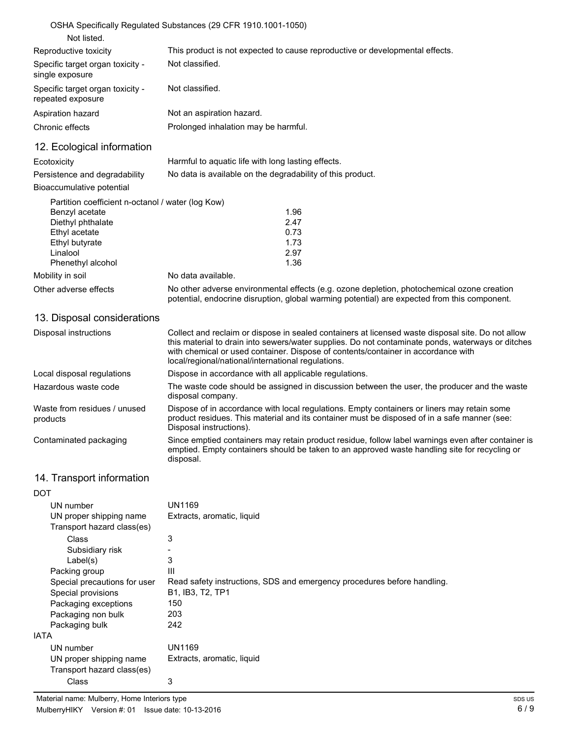OSHA Specifically Regulated Substances (29 CFR 1910.1001-1050)

Not listed.

| | |
|---|---|
| Reproductive toxicity | This product is not expected to cause reproductive or developmental effects. |
| Specific target organ toxicity - single exposure | Not classified. |
| Specific target organ toxicity - repeated exposure | Not classified. |
| Aspiration hazard | Not an aspiration hazard. |
| Chronic effects | Prolonged inhalation may be harmful. |

## 12. Ecological information

| | |
|---|---|
| Ecotoxicity | Harmful to aquatic life with long lasting effects. |
| Persistence and degradability | No data is available on the degradability of this product. |
| Bioaccumulative potential | |

Partition coefficient n-octanol / water (log Kow)

| | |
|---|---|
| Benzyl acetate | 1.96 |
| Diethyl phthalate | 2.47 |
| Ethyl acetate | 0.73 |
| Ethyl butyrate | 1.73 |
| Linalool | 2.97 |
| Phenethyl alcohol | 1.36 |

| | |
|---|---|
| Mobility in soil | No data available. |
| Other adverse effects | No other adverse environmental effects (e.g. ozone depletion, photochemical ozone creation potential, endocrine disruption, global warming potential) are expected from this component. |

## 13. Disposal considerations

| | |
|---|---|
| Disposal instructions | Collect and reclaim or dispose in sealed containers at licensed waste disposal site. Do not allow this material to drain into sewers/water supplies. Do not contaminate ponds, waterways or ditches with chemical or used container. Dispose of contents/container in accordance with local/regional/national/international regulations. |
| Local disposal regulations | Dispose in accordance with all applicable regulations. |
| Hazardous waste code | The waste code should be assigned in discussion between the user, the producer and the waste disposal company. |
| Waste from residues / unused products | Dispose of in accordance with local regulations. Empty containers or liners may retain some product residues. This material and its container must be disposed of in a safe manner (see: Disposal instructions). |
| Contaminated packaging | Since emptied containers may retain product residue, follow label warnings even after container is emptied. Empty containers should be taken to an approved waste handling site for recycling or disposal. |

## 14. Transport information

**DOT**

| | |
|---|---|
| UN number | UN1169 |
| UN proper shipping name | Extracts, aromatic, liquid |
| Transport hazard class(es) | |
| Class | 3 |
| Subsidiary risk | - |
| Label(s) | 3 |
| Packing group | III |
| Special precautions for user | Read safety instructions, SDS and emergency procedures before handling. |
| Special provisions | B1, IB3, T2, TP1 |
| Packaging exceptions | 150 |
| Packaging non bulk | 203 |
| Packaging bulk | 242 |

**IATA**

| | |
|---|---|
| UN number | UN1169 |
| UN proper shipping name | Extracts, aromatic, liquid |
| Transport hazard class(es) | |
| Class | 3 |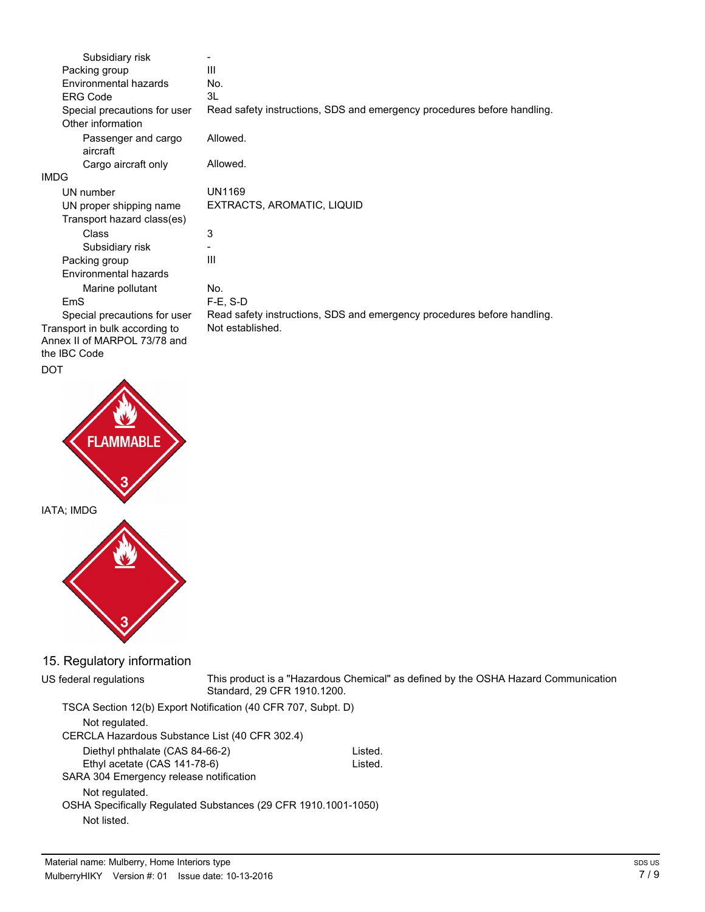| | |
|---|---|
| Subsidiary risk | - |
| Packing group | III |
| Environmental hazards | No. |
| ERG Code | 3L |
| Special precautions for user | Read safety instructions, SDS and emergency procedures before handling. |
| Other information | |
| Passenger and cargo aircraft | Allowed. |
| Cargo aircraft only | Allowed. |

**IMDG**

| | |
|---|---|
| UN number | UN1169 |
| UN proper shipping name | EXTRACTS, AROMATIC, LIQUID |
| Transport hazard class(es) | |
| Class | 3 |
| Subsidiary risk | - |
| Packing group | III |
| Environmental hazards | |
| Marine pollutant | No. |
| EmS | F-E, S-D |
| Special precautions for user | Read safety instructions, SDS and emergency procedures before handling. |

| | |
|---|---|
| Transport in bulk according to Annex II of MARPOL 73/78 and the IBC Code | Not established. |

DOT

FLAMMABLE 3

IATA; IMDG

3

## 15. Regulatory information

**US federal regulations** This product is a "Hazardous Chemical" as defined by the OSHA Hazard Communication Standard, 29 CFR 1910.1200.

**TSCA Section 12(b) Export Notification (40 CFR 707, Subpt. D)**

Not regulated.

**CERCLA Hazardous Substance List (40 CFR 302.4)**

| | |
|---|---|
| Diethyl phthalate (CAS 84-66-2) | Listed. |
| Ethyl acetate (CAS 141-78-6) | Listed. |

**SARA 304 Emergency release notification**

Not regulated.

**OSHA Specifically Regulated Substances (29 CFR 1910.1001-1050)**

Not listed.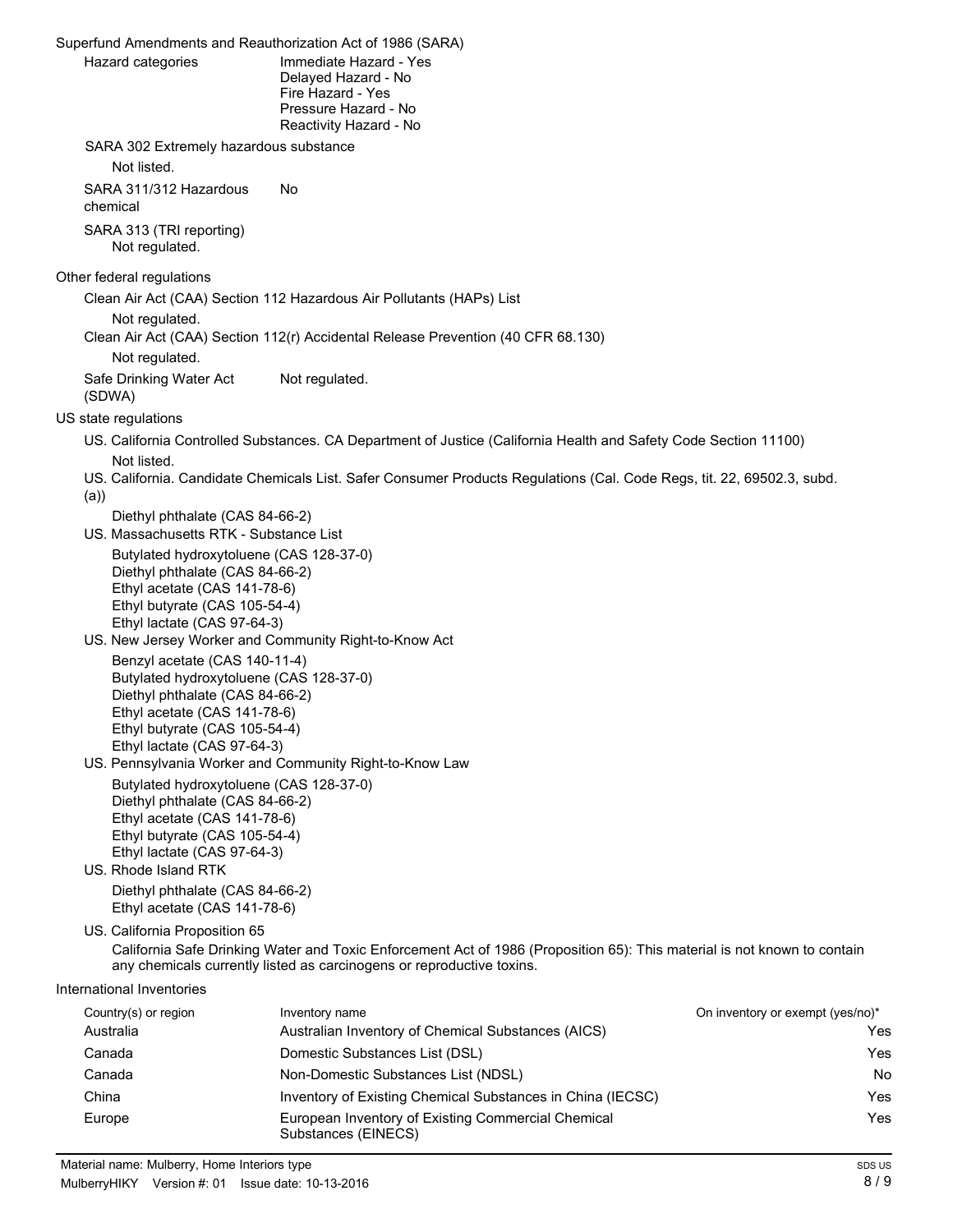### Superfund Amendments and Reauthorization Act of 1986 (SARA)

**Hazard categories**
Immediate Hazard - Yes
Delayed Hazard - No
Fire Hazard - Yes
Pressure Hazard - No
Reactivity Hazard - No

**SARA 302 Extremely hazardous substance**

Not listed.

**SARA 311/312 Hazardous chemical** No

**SARA 313 (TRI reporting)**
Not regulated.

### Other federal regulations

**Clean Air Act (CAA) Section 112 Hazardous Air Pollutants (HAPs) List**

Not regulated.

**Clean Air Act (CAA) Section 112(r) Accidental Release Prevention (40 CFR 68.130)**

Not regulated.

**Safe Drinking Water Act (SDWA)** Not regulated.

### US state regulations

**US. California Controlled Substances. CA Department of Justice (California Health and Safety Code Section 11100)**

Not listed.

**US. California. Candidate Chemicals List. Safer Consumer Products Regulations (Cal. Code Regs, tit. 22, 69502.3, subd. (a))**

Diethyl phthalate (CAS 84-66-2)

**US. Massachusetts RTK - Substance List**

Butylated hydroxytoluene (CAS 128-37-0)
Diethyl phthalate (CAS 84-66-2)
Ethyl acetate (CAS 141-78-6)
Ethyl butyrate (CAS 105-54-4)
Ethyl lactate (CAS 97-64-3)

**US. New Jersey Worker and Community Right-to-Know Act**

Benzyl acetate (CAS 140-11-4)
Butylated hydroxytoluene (CAS 128-37-0)
Diethyl phthalate (CAS 84-66-2)
Ethyl acetate (CAS 141-78-6)
Ethyl butyrate (CAS 105-54-4)
Ethyl lactate (CAS 97-64-3)

**US. Pennsylvania Worker and Community Right-to-Know Law**

Butylated hydroxytoluene (CAS 128-37-0)
Diethyl phthalate (CAS 84-66-2)
Ethyl acetate (CAS 141-78-6)
Ethyl butyrate (CAS 105-54-4)
Ethyl lactate (CAS 97-64-3)

**US. Rhode Island RTK**

Diethyl phthalate (CAS 84-66-2)
Ethyl acetate (CAS 141-78-6)

**US. California Proposition 65**

California Safe Drinking Water and Toxic Enforcement Act of 1986 (Proposition 65): This material is not known to contain any chemicals currently listed as carcinogens or reproductive toxins.

### International Inventories

| Country(s) or region | Inventory name | On inventory or exempt (yes/no)* |
|---|---|---|
| Australia | Australian Inventory of Chemical Substances (AICS) | Yes |
| Canada | Domestic Substances List (DSL) | Yes |
| Canada | Non-Domestic Substances List (NDSL) | No |
| China | Inventory of Existing Chemical Substances in China (IECSC) | Yes |
| Europe | European Inventory of Existing Commercial Chemical Substances (EINECS) | Yes |

Material name: Mulberry, Home Interiors type
MulberryHIKY Version #: 01 Issue date: 10-13-2016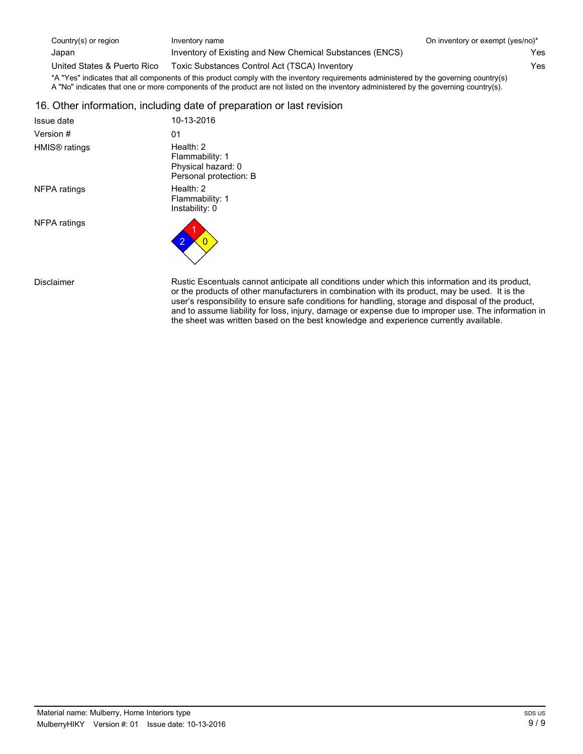| Country(s) or region | Inventory name | On inventory or exempt (yes/no)* |
| --- | --- | --- |
| Japan | Inventory of Existing and New Chemical Substances (ENCS) | Yes |
| United States & Puerto Rico | Toxic Substances Control Act (TSCA) Inventory | Yes |

*A "Yes" indicates that all components of this product comply with the inventory requirements administered by the governing country(s)
A "No" indicates that one or more components of the product are not listed on the inventory administered by the governing country(s).

## 16. Other information, including date of preparation or last revision

| | |
| --- | --- |
| Issue date | 10-13-2016 |
| Version # | 01 |
| HMIS® ratings | Health: 2<br>Flammability: 1<br>Physical hazard: 0<br>Personal protection: B |
| NFPA ratings | Health: 2<br>Flammability: 1<br>Instability: 0 |
| NFPA ratings | 1<br>2 0 |
| Disclaimer | Rustic Escentuals cannot anticipate all conditions under which this information and its product, or the products of other manufacturers in combination with its product, may be used. It is the user's responsibility to ensure safe conditions for handling, storage and disposal of the product, and to assume liability for loss, injury, damage or expense due to improper use. The information in the sheet was written based on the best knowledge and experience currently available. |